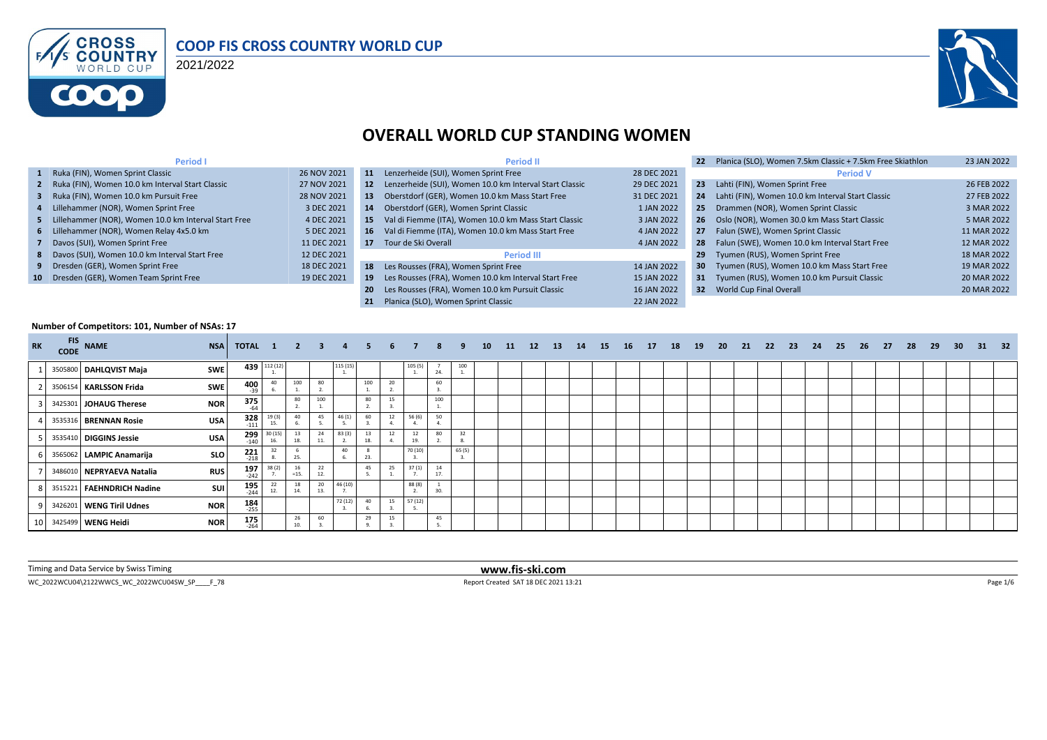# COOP FIS CROSS COUNTRY WORLD CUP

2021/2022

## OVERALL WORLD CUP STANDING WOMEN

### Period I

| # | Event | Date |
|---|---|---|
| 1 | Ruka (FIN), Women Sprint Classic | 26 NOV 2021 |
| 2 | Ruka (FIN), Women 10.0 km Interval Start Classic | 27 NOV 2021 |
| 3 | Ruka (FIN), Women 10.0 km Pursuit Free | 28 NOV 2021 |
| 4 | Lillehammer (NOR), Women Sprint Free | 3 DEC 2021 |
| 5 | Lillehammer (NOR), Women 10.0 km Interval Start Free | 4 DEC 2021 |
| 6 | Lillehammer (NOR), Women Relay 4x5.0 km | 5 DEC 2021 |
| 7 | Davos (SUI), Women Sprint Free | 11 DEC 2021 |
| 8 | Davos (SUI), Women 10.0 km Interval Start Free | 12 DEC 2021 |
| 9 | Dresden (GER), Women Sprint Free | 18 DEC 2021 |
| 10 | Dresden (GER), Women Team Sprint Free | 19 DEC 2021 |

### Period II

| # | Event | Date |
|---|---|---|
| 11 | Lenzerheide (SUI), Women Sprint Free | 28 DEC 2021 |
| 12 | Lenzerheide (SUI), Women 10.0 km Interval Start Classic | 29 DEC 2021 |
| 13 | Oberstdorf (GER), Women 10.0 km Mass Start Free | 31 DEC 2021 |
| 14 | Oberstdorf (GER), Women Sprint Classic | 1 JAN 2022 |
| 15 | Val di Fiemme (ITA), Women 10.0 km Mass Start Classic | 3 JAN 2022 |
| 16 | Val di Fiemme (ITA), Women 10.0 km Mass Start Free | 4 JAN 2022 |
| 17 | Tour de Ski Overall | 4 JAN 2022 |

### Period III

| # | Event | Date |
|---|---|---|
| 18 | Les Rousses (FRA), Women Sprint Free | 14 JAN 2022 |
| 19 | Les Rousses (FRA), Women 10.0 km Interval Start Free | 15 JAN 2022 |
| 20 | Les Rousses (FRA), Women 10.0 km Pursuit Classic | 16 JAN 2022 |
| 21 | Planica (SLO), Women Sprint Classic | 22 JAN 2022 |
| 22 | Planica (SLO), Women 7.5km Classic + 7.5km Free Skiathlon | 23 JAN 2022 |

### Period V

| # | Event | Date |
|---|---|---|
| 23 | Lahti (FIN), Women Sprint Free | 26 FEB 2022 |
| 24 | Lahti (FIN), Women 10.0 km Interval Start Classic | 27 FEB 2022 |
| 25 | Drammen (NOR), Women Sprint Classic | 3 MAR 2022 |
| 26 | Oslo (NOR), Women 30.0 km Mass Start Classic | 5 MAR 2022 |
| 27 | Falun (SWE), Women Sprint Classic | 11 MAR 2022 |
| 28 | Falun (SWE), Women 10.0 km Interval Start Free | 12 MAR 2022 |
| 29 | Tyumen (RUS), Women Sprint Free | 18 MAR 2022 |
| 30 | Tyumen (RUS), Women 10.0 km Mass Start Free | 19 MAR 2022 |
| 31 | Tyumen (RUS), Women 10.0 km Pursuit Classic | 20 MAR 2022 |
| 32 | World Cup Final Overall | 20 MAR 2022 |

**Number of Competitors: 101, Number of NSAs: 17**

| RK | FIS CODE | NAME | NSA | TOTAL | 1 | 2 | 3 | 4 | 5 | 6 | 7 | 8 | 9 | 10 | 11 | 12 | 13 | 14 | 15 | 16 | 17 | 18 | 19 | 20 | 21 | 22 | 23 | 24 | 25 | 26 | 27 | 28 | 29 | 30 | 31 | 32 |
|---|---|---|---|---|---|---|---|---|---|---|---|---|---|---|---|---|---|---|---|---|---|---|---|---|---|---|---|---|---|---|---|---|---|---|---|---|
| 1 | 3505800 | DAHLQVIST Maja | SWE | 439 | 112 (12) 1. | | | 115 (15) 1. | | | 105 (5) 1. | 7 24. | 100 1. | | | | | | | | | | | | | | | | | | | | | | | |
| 2 | 3506154 | KARLSSON Frida | SWE | 400 -39 | 40 6. | 100 1. | 80 2. | | 100 1. | 20 2. | | 60 3. | | | | | | | | | | | | | | | | | | | | | | | | |
| 3 | 3425301 | JOHAUG Therese | NOR | 375 -64 | | 80 2. | 100 1. | | 80 2. | 15 3. | | 100 1. | | | | | | | | | | | | | | | | | | | | | | | | |
| 4 | 3535316 | BRENNAN Rosie | USA | 328 -111 | 19 (3) 15. | 40 6. | 45 5. | 46 (1) 5. | 60 3. | 12 4. | 56 (6) 4. | 50 4. | | | | | | | | | | | | | | | | | | | | | | | | |
| 5 | 3535410 | DIGGINS Jessie | USA | 299 -140 | 30 (15) 16. | 13 18. | 24 11. | 83 (3) 2. | 13 18. | 12 4. | 12 19. | 80 2. | 32 8. | | | | | | | | | | | | | | | | | | | | | | | |
| 6 | 3565062 | LAMPIC Anamarija | SLO | 221 -218 | 32 8. | 6 25. | | 40 6. | 8 23. | | 70 (10) 3. | | 65 (5) 3. | | | | | | | | | | | | | | | | | | | | | | | |
| 7 | 3486010 | NEPRYAEVA Natalia | RUS | 197 -242 | 38 (2) 7. | 16 =15. | 22 12. | | 45 5. | 25 1. | 37 (1) 7. | 14 17. | | | | | | | | | | | | | | | | | | | | | | | | |
| 8 | 3515221 | FAEHNDRICH Nadine | SUI | 195 -244 | 22 12. | 18 14. | 20 13. | 46 (10) 7. | | | 88 (8) 2. | 1 30. | | | | | | | | | | | | | | | | | | | | | | | | |
| 9 | 3426201 | WENG Tiril Udnes | NOR | 184 -255 | | | | 72 (12) 3. | 40 6. | 15 3. | 57 (12) 5. | | | | | | | | | | | | | | | | | | | | | | | | | |
| 10 | 3425499 | WENG Heidi | NOR | 175 -264 | | 26 10. | 60 3. | | 29 9. | 15 3. | | 45 5. | | | | | | | | | | | | | | | | | | | | | | | | |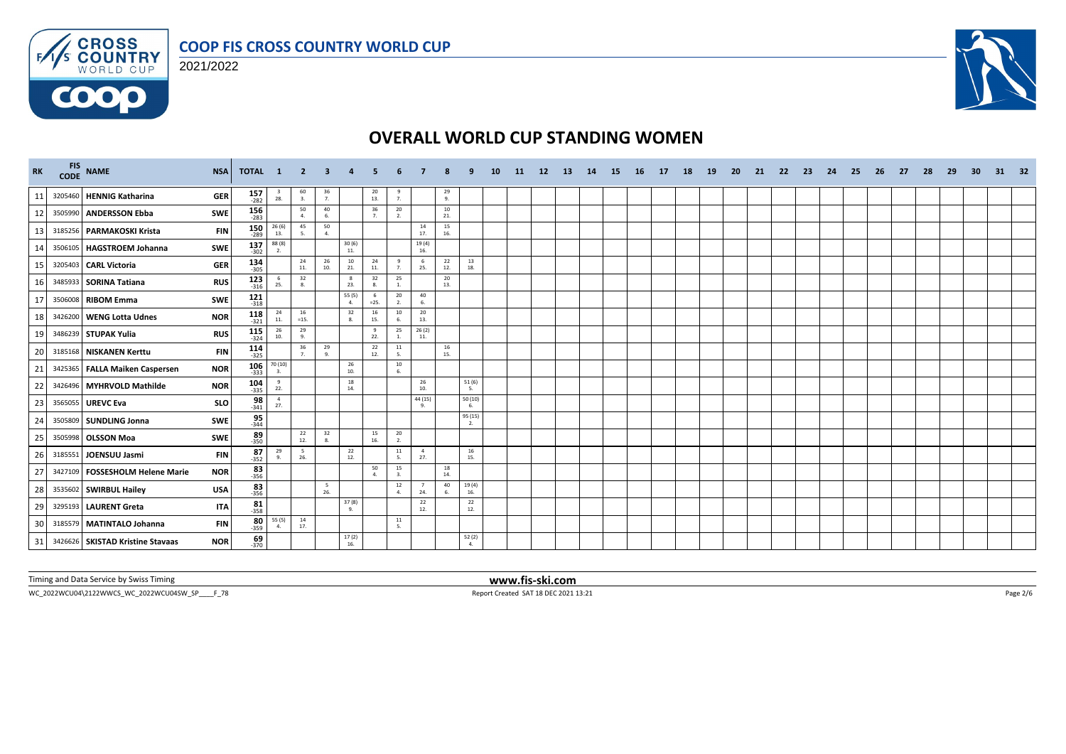# OVERALL WORLD CUP STANDING WOMEN

| RK | FIS CODE | NAME | NSA | TOTAL | 1 | 2 | 3 | 4 | 5 | 6 | 7 | 8 | 9 | 10 | 11 | 12 | 13 | 14 | 15 | 16 | 17 | 18 | 19 | 20 | 21 | 22 | 23 | 24 | 25 | 26 | 27 | 28 | 29 | 30 | 31 | 32 |
|---|---|---|---|---|---|---|---|---|---|---|---|---|---|---|---|---|---|---|---|---|---|---|---|---|---|---|---|---|---|---|---|---|---|---|---|---|
| 11 | 3205460 | **HENNIG Katharina** | GER | 157 -282 | 3 28. | 60 3. | 36 7. | | 20 13. | 9 7. | | 29 9. | | | | | | | | | | | | | | | | | | | | | | | | |
| 12 | 3505990 | **ANDERSSON Ebba** | SWE | 156 -283 | | 50 4. | 40 6. | | 36 7. | 20 2. | | 10 21. | | | | | | | | | | | | | | | | | | | | | | | | |
| 13 | 3185256 | **PARMAKOSKI Krista** | FIN | 150 -289 | 26 (6) 13. | 45 5. | 50 4. | | | | 14 17. | 15 16. | | | | | | | | | | | | | | | | | | | | | | | | |
| 14 | 3506105 | **HAGSTROEM Johanna** | SWE | 137 -302 | 88 (8) 2. | | | 30 (6) 11. | | | 19 (4) 16. | | | | | | | | | | | | | | | | | | | | | | | | | |
| 15 | 3205403 | **CARL Victoria** | GER | 134 -305 | | 24 11. | 26 10. | 10 21. | 24 11. | 9 7. | 6 25. | 22 12. | 13 18. | | | | | | | | | | | | | | | | | | | | | | | |
| 16 | 3485933 | **SORINA Tatiana** | RUS | 123 -316 | 6 25. | 32 8. | | 8 23. | 32 8. | 25 1. | | 20 13. | | | | | | | | | | | | | | | | | | | | | | | | |
| 17 | 3506008 | **RIBOM Emma** | SWE | 121 -318 | | | | 55 (5) 4. | 6 =25. | 20 2. | 40 6. | | | | | | | | | | | | | | | | | | | | | | | | | |
| 18 | 3426200 | **WENG Lotta Udnes** | NOR | 118 -321 | 24 11. | 16 =15. | | 32 8. | 16 15. | 10 6. | 20 13. | | | | | | | | | | | | | | | | | | | | | | | | | |
| 19 | 3486239 | **STUPAK Yulia** | RUS | 115 -324 | 26 10. | 29 9. | | | 9 22. | 25 1. | 26 (2) 11. | | | | | | | | | | | | | | | | | | | | | | | | | |
| 20 | 3185168 | **NISKANEN Kerttu** | FIN | 114 -325 | | 36 7. | 29 9. | | 22 12. | 11 5. | | 16 15. | | | | | | | | | | | | | | | | | | | | | | | | |
| 21 | 3425365 | **FALLA Maiken Caspersen** | NOR | 106 -333 | 70 (10) 3. | | | 26 10. | | 10 6. | | | | | | | | | | | | | | | | | | | | | | | | | | |
| 22 | 3426496 | **MYHRVOLD Mathilde** | NOR | 104 -335 | 9 22. | | | 18 14. | | | 26 10. | | 51 (6) 5. | | | | | | | | | | | | | | | | | | | | | | | |
| 23 | 3565055 | **UREVC Eva** | SLO | 98 -341 | 4 27. | | | | | | 44 (15) 9. | | 50 (10) 6. | | | | | | | | | | | | | | | | | | | | | | | |
| 24 | 3505809 | **SUNDLING Jonna** | SWE | 95 -344 | | | | | | | | | 95 (15) 2. | | | | | | | | | | | | | | | | | | | | | | | |
| 25 | 3505998 | **OLSSON Moa** | SWE | 89 -350 | | 22 12. | 32 8. | | 15 16. | 20 2. | | | | | | | | | | | | | | | | | | | | | | | | | | |
| 26 | 3185551 | **JOENSUU Jasmi** | FIN | 87 -352 | 29 9. | 5 26. | | 22 12. | | 11 5. | 4 27. | | 16 15. | | | | | | | | | | | | | | | | | | | | | | | |
| 27 | 3427109 | **FOSSESHOLM Helene Marie** | NOR | 83 -356 | | | | | 50 4. | 15 3. | | 18 14. | | | | | | | | | | | | | | | | | | | | | | | | |
| 28 | 3535602 | **SWIRBUL Hailey** | USA | 83 -356 | | | 5 26. | | | 12 4. | 7 24. | 40 6. | 19 (4) 16. | | | | | | | | | | | | | | | | | | | | | | | |
| 29 | 3295193 | **LAURENT Greta** | ITA | 81 -358 | | | | 37 (8) 9. | | | 22 12. | | 22 12. | | | | | | | | | | | | | | | | | | | | | | | |
| 30 | 3185579 | **MATINTALO Johanna** | FIN | 80 -359 | 55 (5) 4. | 14 17. | | | | 11 5. | | | | | | | | | | | | | | | | | | | | | | | | | | |
| 31 | 3426626 | **SKISTAD Kristine Stavaas** | NOR | 69 -370 | | | | 17 (2) 16. | | | | | 52 (2) 4. | | | | | | | | | | | | | | | | | | | | | | | |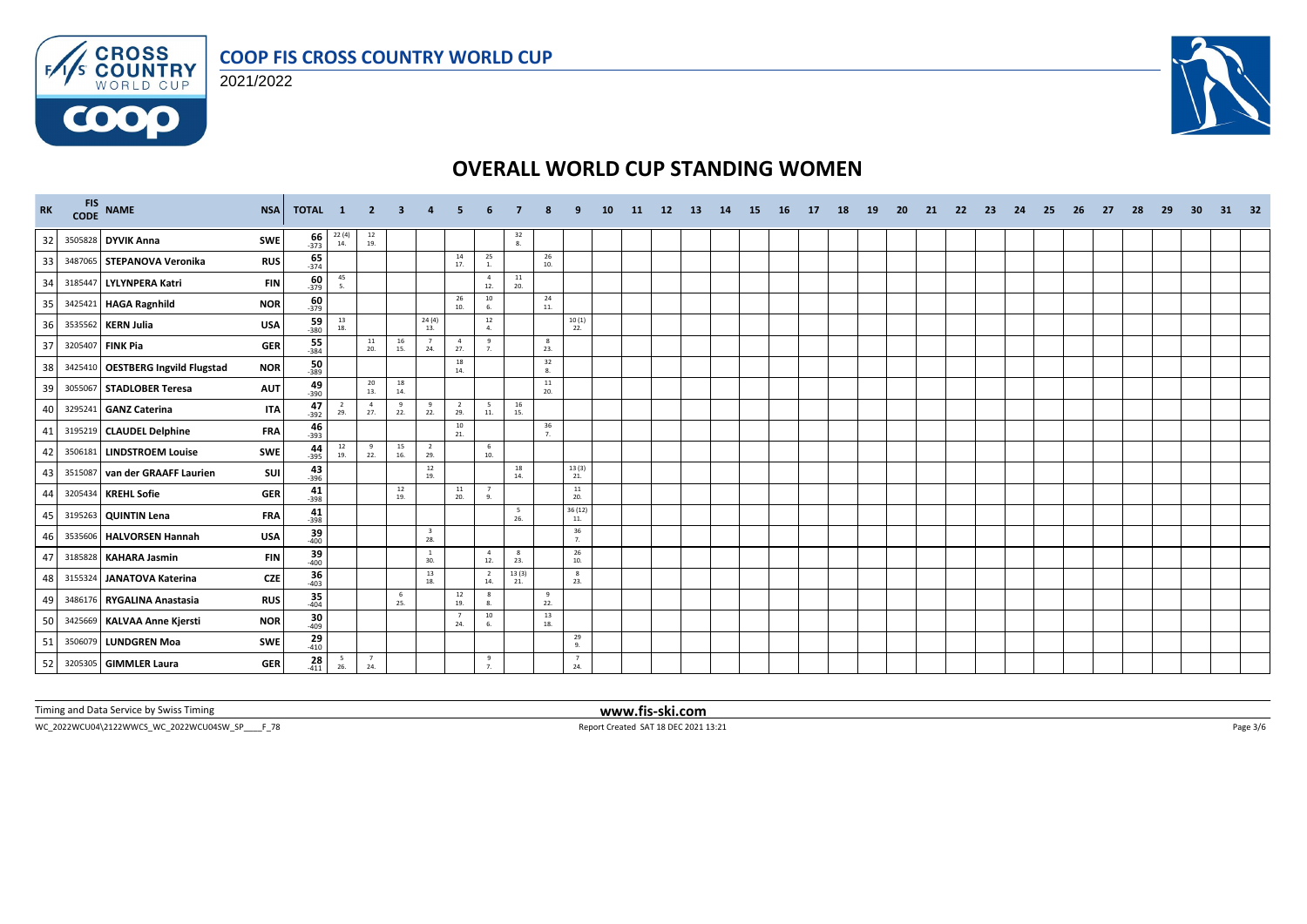# COOP FIS CROSS COUNTRY WORLD CUP

2021/2022

## OVERALL WORLD CUP STANDING WOMEN

| RK | FIS CODE | NAME | NSA | TOTAL | 1 | 2 | 3 | 4 | 5 | 6 | 7 | 8 | 9 | 10 | 11 | 12 | 13 | 14 | 15 | 16 | 17 | 18 | 19 | 20 | 21 | 22 | 23 | 24 | 25 | 26 | 27 | 28 | 29 | 30 | 31 | 32 |
|---|---|---|---|---|---|---|---|---|---|---|---|---|---|---|---|---|---|---|---|---|---|---|---|---|---|---|---|---|---|---|---|---|---|---|---|---|
| 32 | 3505828 | DYVIK Anna | SWE | 66 -373 | 22 (4) 14. | 12 19. | | | | | 32 8. | | | | | | | | | | | | | | | | | | | | | | | | | |
| 33 | 3487065 | STEPANOVA Veronika | RUS | 65 -374 | | | | | 14 17. | 25 1. | | 26 10. | | | | | | | | | | | | | | | | | | | | | | | | |
| 34 | 3185447 | LYLYNPERA Katri | FIN | 60 -379 | 45 5. | | | | | 4 12. | 11 20. | | | | | | | | | | | | | | | | | | | | | | | | | |
| 35 | 3425421 | HAGA Ragnhild | NOR | 60 -379 | | | | | 26 10. | 10 6. | | 24 11. | | | | | | | | | | | | | | | | | | | | | | | | |
| 36 | 3535562 | KERN Julia | USA | 59 -380 | 13 18. | | | 24 (4) 13. | | 12 4. | | | 10 (1) 22. | | | | | | | | | | | | | | | | | | | | | | | |
| 37 | 3205407 | FINK Pia | GER | 55 -384 | | 11 20. | 16 15. | 7 24. | 4 27. | 9 7. | | 8 23. | | | | | | | | | | | | | | | | | | | | | | | | |
| 38 | 3425410 | OESTBERG Ingvild Flugstad | NOR | 50 -389 | | | | | 18 14. | | | 32 8. | | | | | | | | | | | | | | | | | | | | | | | | |
| 39 | 3055067 | STADLOBER Teresa | AUT | 49 -390 | | 20 13. | 18 14. | | | | | 11 20. | | | | | | | | | | | | | | | | | | | | | | | | |
| 40 | 3295241 | GANZ Caterina | ITA | 47 -392 | 2 29. | 4 27. | 9 22. | 9 22. | 2 29. | 5 11. | 16 15. | | | | | | | | | | | | | | | | | | | | | | | | | |
| 41 | 3195219 | CLAUDEL Delphine | FRA | 46 -393 | | | | | 10 21. | | | 36 7. | | | | | | | | | | | | | | | | | | | | | | | | |
| 42 | 3506181 | LINDSTROEM Louise | SWE | 44 -395 | 12 19. | 9 22. | 15 16. | 2 29. | | 6 10. | | | | | | | | | | | | | | | | | | | | | | | | | | |
| 43 | 3515087 | van der GRAAFF Laurien | SUI | 43 -396 | | | | 12 19. | | | 18 14. | | 13 (3) 21. | | | | | | | | | | | | | | | | | | | | | | | |
| 44 | 3205434 | KREHL Sofie | GER | 41 -398 | | | 12 19. | | 11 20. | 7 9. | | | 11 20. | | | | | | | | | | | | | | | | | | | | | | | |
| 45 | 3195263 | QUINTIN Lena | FRA | 41 -398 | | | | | | | 5 26. | | 36 (12) 11. | | | | | | | | | | | | | | | | | | | | | | | |
| 46 | 3535606 | HALVORSEN Hannah | USA | 39 -400 | | | | 3 28. | | | | | 36 7. | | | | | | | | | | | | | | | | | | | | | | | |
| 47 | 3185828 | KAHARA Jasmin | FIN | 39 -400 | | | | 1 30. | | 4 12. | 8 23. | | 26 10. | | | | | | | | | | | | | | | | | | | | | | | |
| 48 | 3155324 | JANATOVA Katerina | CZE | 36 -403 | | | | 13 18. | | 2 14. | 13 (3) 21. | | 8 23. | | | | | | | | | | | | | | | | | | | | | | | |
| 49 | 3486176 | RYGALINA Anastasia | RUS | 35 -404 | | | 6 25. | | 12 19. | 8 8. | | 9 22. | | | | | | | | | | | | | | | | | | | | | | | | |
| 50 | 3425669 | KALVAA Anne Kjersti | NOR | 30 -409 | | | | | 7 24. | 10 6. | | 13 18. | | | | | | | | | | | | | | | | | | | | | | | | |
| 51 | 3506079 | LUNDGREN Moa | SWE | 29 -410 | | | | | | | | | 29 9. | | | | | | | | | | | | | | | | | | | | | | | |
| 52 | 3205305 | GIMMLER Laura | GER | 28 -411 | 5 26. | 7 24. | | | | 9 7. | | | 7 24. | | | | | | | | | | | | | | | | | | | | | | | |

Timing and Data Service by Swiss Timing

www.fis-ski.com

WC_2022WCU04\2122WWCS_WC_2022WCU04SW_SP____F_78

Report Created SAT 18 DEC 2021 13:21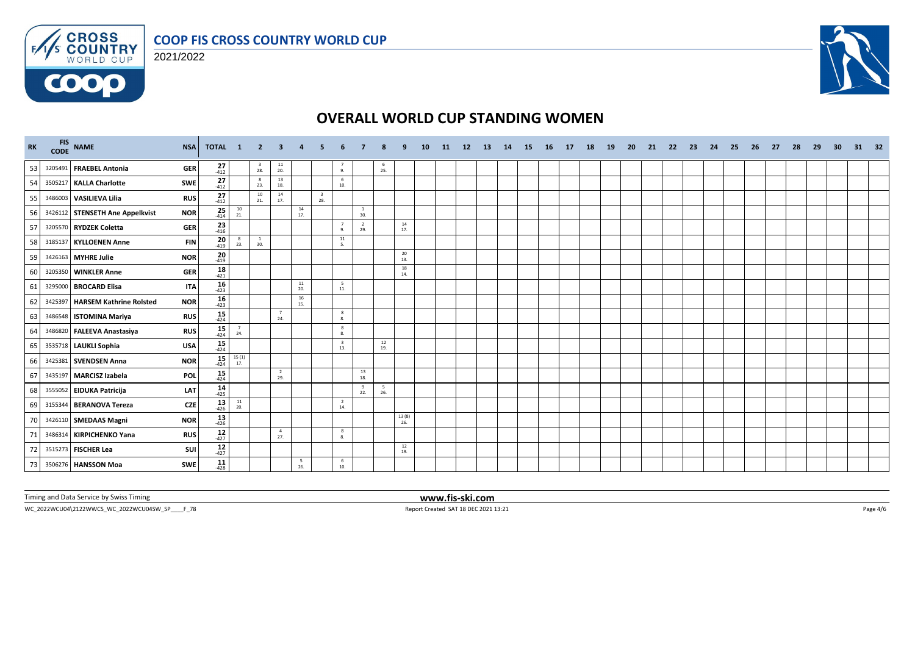# COOP FIS CROSS COUNTRY WORLD CUP

2021/2022

## OVERALL WORLD CUP STANDING WOMEN

| RK | FIS CODE | NAME | NSA | TOTAL | 1 | 2 | 3 | 4 | 5 | 6 | 7 | 8 | 9 | 10 | 11 | 12 | 13 | 14 | 15 | 16 | 17 | 18 | 19 | 20 | 21 | 22 | 23 | 24 | 25 | 26 | 27 | 28 | 29 | 30 | 31 | 32 |
|---|---|---|---|---|---|---|---|---|---|---|---|---|---|---|---|---|---|---|---|---|---|---|---|---|---|---|---|---|---|---|---|---|---|---|---|---|
| 53 | 3205491 | **FRAEBEL Antonia** | GER | 27 -412 | | 3 28. | 11 20. | | | 7 9. | | 6 25. | | | | | | | | | | | | | | | | | | | | | | | | |
| 54 | 3505217 | **KALLA Charlotte** | SWE | 27 -412 | | 8 23. | 13 18. | | | 6 10. | | | | | | | | | | | | | | | | | | | | | | | | | | |
| 55 | 3486003 | **VASILIEVA Lilia** | RUS | 27 -412 | | 10 21. | 14 17. | | 3 28. | | | | | | | | | | | | | | | | | | | | | | | | | | | |
| 56 | 3426112 | **STENSETH Ane Appelkvist** | NOR | 25 -414 | 10 21. | | | 14 17. | | | 1 30. | | | | | | | | | | | | | | | | | | | | | | | | | |
| 57 | 3205570 | **RYDZEK Coletta** | GER | 23 -416 | | | | | | 7 9. | 2 29. | | 14 17. | | | | | | | | | | | | | | | | | | | | | | | |
| 58 | 3185137 | **KYLLOENEN Anne** | FIN | 20 -419 | 8 23. | 1 30. | | | | 11 5. | | | | | | | | | | | | | | | | | | | | | | | | | | |
| 59 | 3426163 | **MYHRE Julie** | NOR | 20 -419 | | | | | | | | | 20 13. | | | | | | | | | | | | | | | | | | | | | | | |
| 60 | 3205350 | **WINKLER Anne** | GER | 18 -421 | | | | | | | | | 18 14. | | | | | | | | | | | | | | | | | | | | | | | |
| 61 | 3295000 | **BROCARD Elisa** | ITA | 16 -423 | | | | 11 20. | | 5 11. | | | | | | | | | | | | | | | | | | | | | | | | | | |
| 62 | 3425397 | **HARSEM Kathrine Rolsted** | NOR | 16 -423 | | | | 16 15. | | | | | | | | | | | | | | | | | | | | | | | | | | | | |
| 63 | 3486548 | **ISTOMINA Mariya** | RUS | 15 -424 | | | 7 24. | | | 8 8. | | | | | | | | | | | | | | | | | | | | | | | | | | |
| 64 | 3486820 | **FALEEVA Anastasiya** | RUS | 15 -424 | 7 24. | | | | | 8 8. | | | | | | | | | | | | | | | | | | | | | | | | | | |
| 65 | 3535718 | **LAUKLI Sophia** | USA | 15 -424 | | | | | | 3 13. | | 12 19. | | | | | | | | | | | | | | | | | | | | | | | | |
| 66 | 3425381 | **SVENDSEN Anna** | NOR | 15 -424 | 15 (1) 17. | | | | | | | | | | | | | | | | | | | | | | | | | | | | | | | |
| 67 | 3435197 | **MARCISZ Izabela** | POL | 15 -424 | | | 2 29. | | | | 13 18. | | | | | | | | | | | | | | | | | | | | | | | | | |
| 68 | 3555052 | **EIDUKA Patricija** | LAT | 14 -425 | | | | | | | 9 22. | 5 26. | | | | | | | | | | | | | | | | | | | | | | | | |
| 69 | 3155344 | **BERANOVA Tereza** | CZE | 13 -426 | 11 20. | | | | | 2 14. | | | | | | | | | | | | | | | | | | | | | | | | | | |
| 70 | 3426110 | **SMEDAAS Magni** | NOR | 13 -426 | | | | | | | | | 13 (8) 26. | | | | | | | | | | | | | | | | | | | | | | | |
| 71 | 3486314 | **KIRPICHENKO Yana** | RUS | 12 -427 | | | 4 27. | | | 8 8. | | | | | | | | | | | | | | | | | | | | | | | | | | |
| 72 | 3515273 | **FISCHER Lea** | SUI | 12 -427 | | | | | | | | | 12 19. | | | | | | | | | | | | | | | | | | | | | | | |
| 73 | 3506276 | **HANSSON Moa** | SWE | 11 -428 | | | | 5 26. | | 6 10. | | | | | | | | | | | | | | | | | | | | | | | | | | |

Timing and Data Service by Swiss Timing

www.fis-ski.com

WC_2022WCU04\2122WWCS_WC_2022WCU04SW_SP____F_78

Report Created SAT 18 DEC 2021 13:21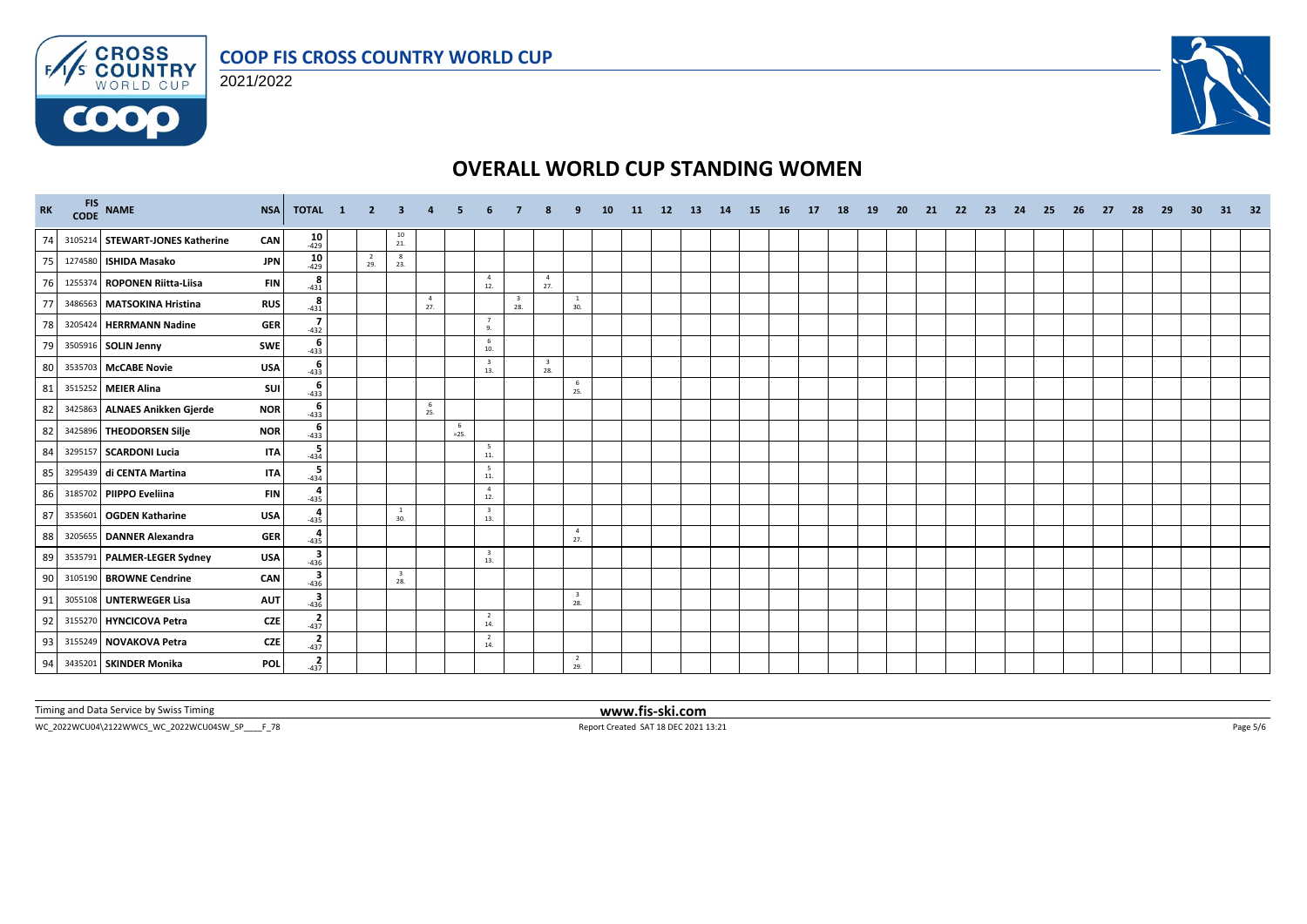# COOP FIS CROSS COUNTRY WORLD CUP

2021/2022

## OVERALL WORLD CUP STANDING WOMEN

| RK | FIS CODE | NAME | NSA | TOTAL | 1 | 2 | 3 | 4 | 5 | 6 | 7 | 8 | 9 | 10 | 11 | 12 | 13 | 14 | 15 | 16 | 17 | 18 | 19 | 20 | 21 | 22 | 23 | 24 | 25 | 26 | 27 | 28 | 29 | 30 | 31 | 32 |
|---|---|---|---|---|---|---|---|---|---|---|---|---|---|---|---|---|---|---|---|---|---|---|---|---|---|---|---|---|---|---|---|---|---|---|---|---|
| 74 | 3105214 | **STEWART-JONES Katherine** | CAN | **10** -429 | | | 10 21. | | | | | | | | | | | | | | | | | | | | | | | | | | | | | |
| 75 | 1274580 | **ISHIDA Masako** | JPN | **10** -429 | | 2 29. | 8 23. | | | | | | | | | | | | | | | | | | | | | | | | | | | | | |
| 76 | 1255374 | **ROPONEN Riitta-Liisa** | FIN | **8** -431 | | | | | | 4 12. | | 4 27. | | | | | | | | | | | | | | | | | | | | | | | | |
| 77 | 3486563 | **MATSOKINA Hristina** | RUS | **8** -431 | | | | 4 27. | | | 3 28. | | 1 30. | | | | | | | | | | | | | | | | | | | | | | | |
| 78 | 3205424 | **HERRMANN Nadine** | GER | **7** -432 | | | | | | 7 9. | | | | | | | | | | | | | | | | | | | | | | | | | | |
| 79 | 3505916 | **SOLIN Jenny** | SWE | **6** -433 | | | | | | 6 10. | | | | | | | | | | | | | | | | | | | | | | | | | | |
| 80 | 3535703 | **McCABE Novie** | USA | **6** -433 | | | | | | 3 13. | | 3 28. | | | | | | | | | | | | | | | | | | | | | | | | |
| 81 | 3515252 | **MEIER Alina** | SUI | **6** -433 | | | | | | | | | 6 25. | | | | | | | | | | | | | | | | | | | | | | | |
| 82 | 3425863 | **ALNAES Anikken Gjerde** | NOR | **6** -433 | | | | 6 25. | | | | | | | | | | | | | | | | | | | | | | | | | | | | |
| 82 | 3425896 | **THEODORSEN Silje** | NOR | **6** -433 | | | | | 6 =25. | | | | | | | | | | | | | | | | | | | | | | | | | | | |
| 84 | 3295157 | **SCARDONI Lucia** | ITA | **5** -434 | | | | | | 5 11. | | | | | | | | | | | | | | | | | | | | | | | | | | |
| 85 | 3295439 | **di CENTA Martina** | ITA | **5** -434 | | | | | | 5 11. | | | | | | | | | | | | | | | | | | | | | | | | | | |
| 86 | 3185702 | **PIIPPO Eveliina** | FIN | **4** -435 | | | | | | 4 12. | | | | | | | | | | | | | | | | | | | | | | | | | | |
| 87 | 3535601 | **OGDEN Katharine** | USA | **4** -435 | | | 1 30. | | | 3 13. | | | | | | | | | | | | | | | | | | | | | | | | | | |
| 88 | 3205655 | **DANNER Alexandra** | GER | **4** -435 | | | | | | | | | 4 27. | | | | | | | | | | | | | | | | | | | | | | | |
| 89 | 3535791 | **PALMER-LEGER Sydney** | USA | **3** -436 | | | | | | 3 13. | | | | | | | | | | | | | | | | | | | | | | | | | | |
| 90 | 3105190 | **BROWNE Cendrine** | CAN | **3** -436 | | | 3 28. | | | | | | | | | | | | | | | | | | | | | | | | | | | | | |
| 91 | 3055108 | **UNTERWEGER Lisa** | AUT | **3** -436 | | | | | | | | | 3 28. | | | | | | | | | | | | | | | | | | | | | | | |
| 92 | 3155270 | **HYNCICOVA Petra** | CZE | **2** -437 | | | | | | 2 14. | | | | | | | | | | | | | | | | | | | | | | | | | | |
| 93 | 3155249 | **NOVAKOVA Petra** | CZE | **2** -437 | | | | | | 2 14. | | | | | | | | | | | | | | | | | | | | | | | | | | |
| 94 | 3435201 | **SKINDER Monika** | POL | **2** -437 | | | | | | | | | 2 29. | | | | | | | | | | | | | | | | | | | | | | | |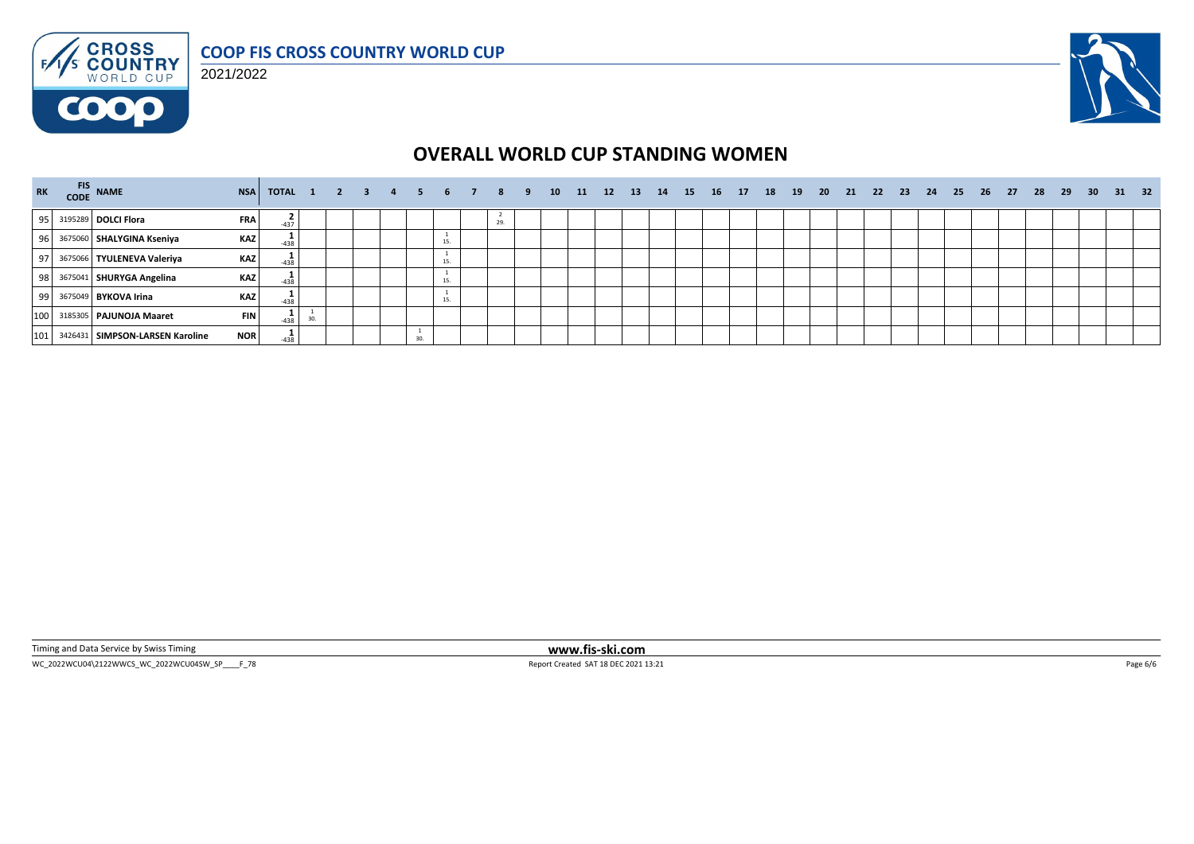# OVERALL WORLD CUP STANDING WOMEN

| RK | FIS CODE | NAME | NSA | TOTAL | 1 | 2 | 3 | 4 | 5 | 6 | 7 | 8 | 9 | 10 | 11 | 12 | 13 | 14 | 15 | 16 | 17 | 18 | 19 | 20 | 21 | 22 | 23 | 24 | 25 | 26 | 27 | 28 | 29 | 30 | 31 | 32 |
|---|---|---|---|---|---|---|---|---|---|---|---|---|---|---|---|---|---|---|---|---|---|---|---|---|---|---|---|---|---|---|---|---|---|---|---|---|
| 95 | 3195289 | DOLCI Flora | FRA | 2 -437 | | | | | | | | 2 29. | | | | | | | | | | | | | | | | | | | | | | | | |
| 96 | 3675060 | SHALYGINA Kseniya | KAZ | 1 -438 | | | | | | 1 15. | | | | | | | | | | | | | | | | | | | | | | | | | | |
| 97 | 3675066 | TYULENEVA Valeriya | KAZ | 1 -438 | | | | | | 1 15. | | | | | | | | | | | | | | | | | | | | | | | | | | |
| 98 | 3675041 | SHURYGA Angelina | KAZ | 1 -438 | | | | | | 1 15. | | | | | | | | | | | | | | | | | | | | | | | | | | |
| 99 | 3675049 | BYKOVA Irina | KAZ | 1 -438 | | | | | | 1 15. | | | | | | | | | | | | | | | | | | | | | | | | | | |
| 100 | 3185305 | PAJUNOJA Maaret | FIN | 1 -438 | 1 30. | | | | | | | | | | | | | | | | | | | | | | | | | | | | | | | |
| 101 | 3426431 | SIMPSON-LARSEN Karoline | NOR | 1 -438 | | | | | 1 30. | | | | | | | | | | | | | | | | | | | | | | | | | | | |